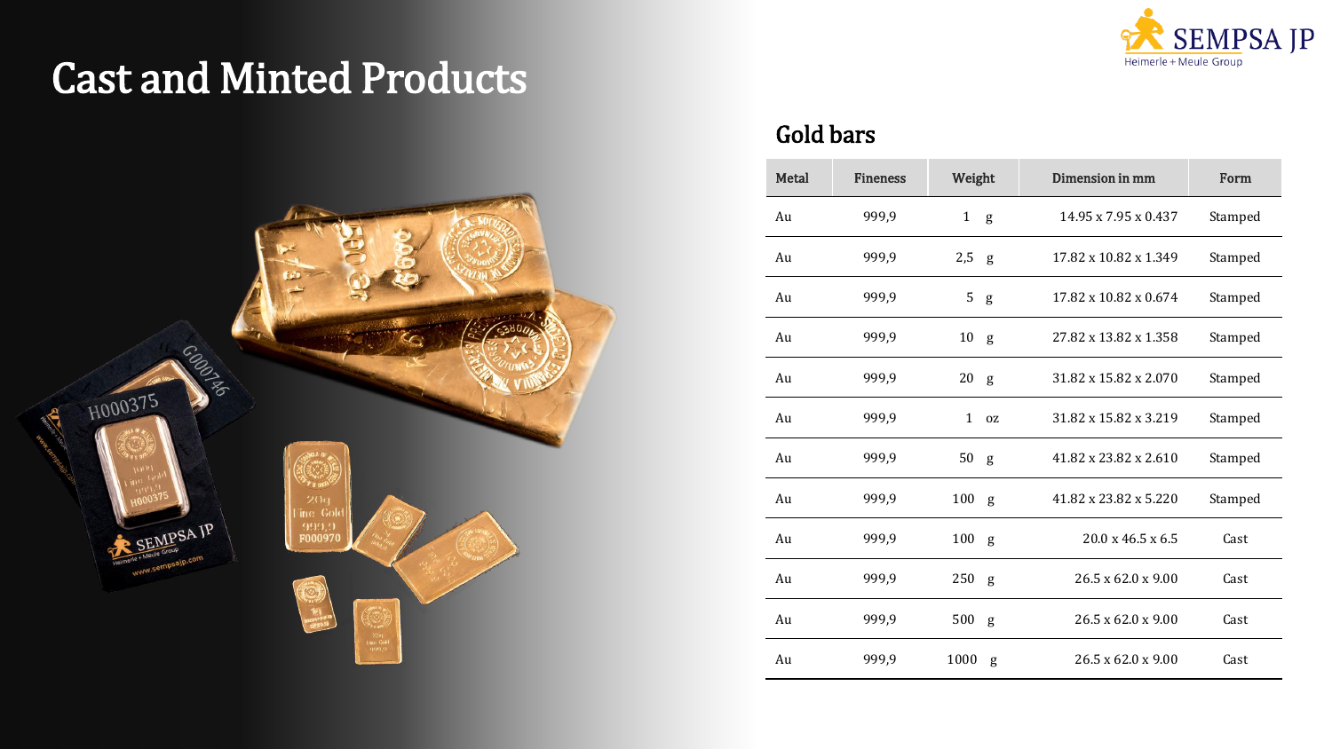# Cast and Minted Products

## Gold bars

| Metal | Fineness | Weight | Dimension in mm | Form |
|---|---|---|---|---|
| Au | 999,9 | 1 g | 14.95 x 7.95 x 0.437 | Stamped |
| Au | 999,9 | 2,5 g | 17.82 x 10.82 x 1.349 | Stamped |
| Au | 999,9 | 5 g | 17.82 x 10.82 x 0.674 | Stamped |
| Au | 999,9 | 10 g | 27.82 x 13.82 x 1.358 | Stamped |
| Au | 999,9 | 20 g | 31.82 x 15.82 x 2.070 | Stamped |
| Au | 999,9 | 1 oz | 31.82 x 15.82 x 3.219 | Stamped |
| Au | 999,9 | 50 g | 41.82 x 23.82 x 2.610 | Stamped |
| Au | 999,9 | 100 g | 41.82 x 23.82 x 5.220 | Stamped |
| Au | 999,9 | 100 g | 20.0 x 46.5 x 6.5 | Cast |
| Au | 999,9 | 250 g | 26.5 x 62.0 x 9.00 | Cast |
| Au | 999,9 | 500 g | 26.5 x 62.0 x 9.00 | Cast |
| Au | 999,9 | 1000 g | 26.5 x 62.0 x 9.00 | Cast |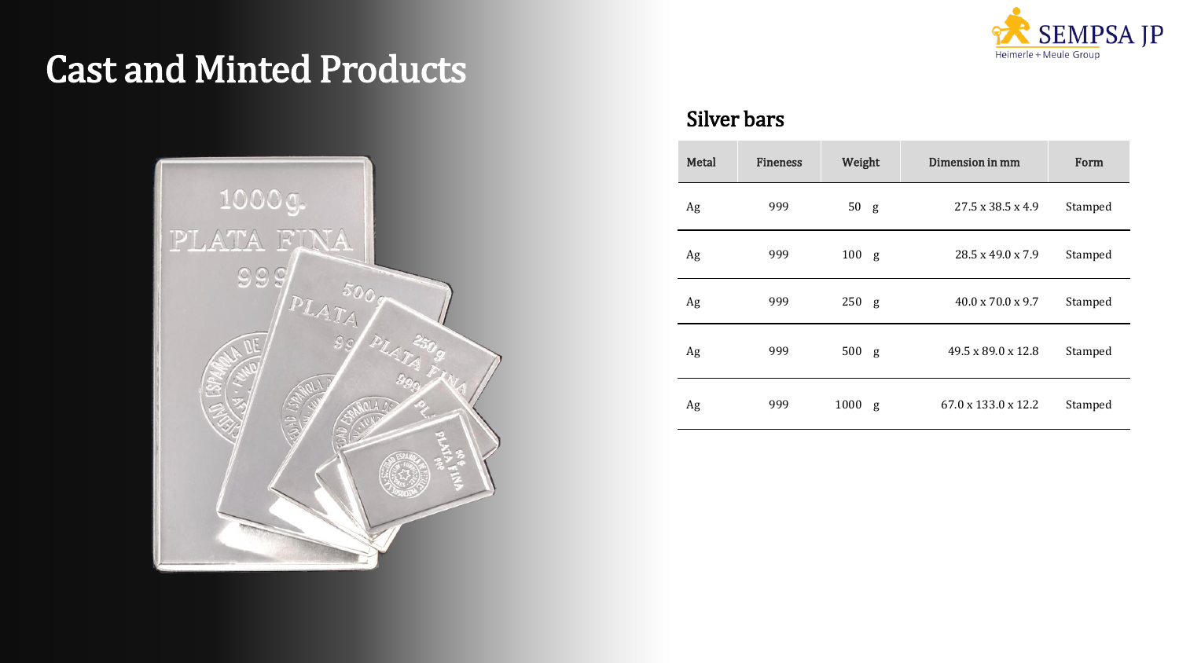# Cast and Minted Products

## Silver bars

| Metal | Fineness | Weight | Dimension in mm | Form |
|---|---|---|---|---|
| Ag | 999 | 50 g | 27.5 x 38.5 x 4.9 | Stamped |
| Ag | 999 | 100 g | 28.5 x 49.0 x 7.9 | Stamped |
| Ag | 999 | 250 g | 40.0 x 70.0 x 9.7 | Stamped |
| Ag | 999 | 500 g | 49.5 x 89.0 x 12.8 | Stamped |
| Ag | 999 | 1000 g | 67.0 x 133.0 x 12.2 | Stamped |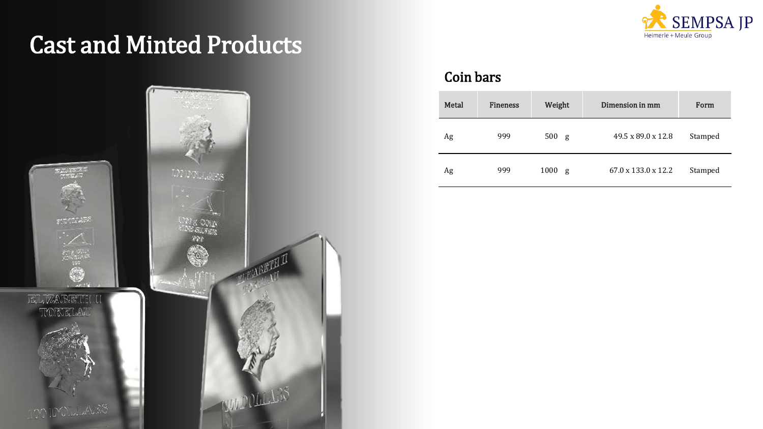# Cast and Minted Products

## Coin bars

| Metal | Fineness | Weight | Dimension in mm | Form |
|---|---|---|---|---|
| Ag | 999 | 500 g | 49.5 x 89.0 x 12.8 | Stamped |
| Ag | 999 | 1000 g | 67.0 x 133.0 x 12.2 | Stamped |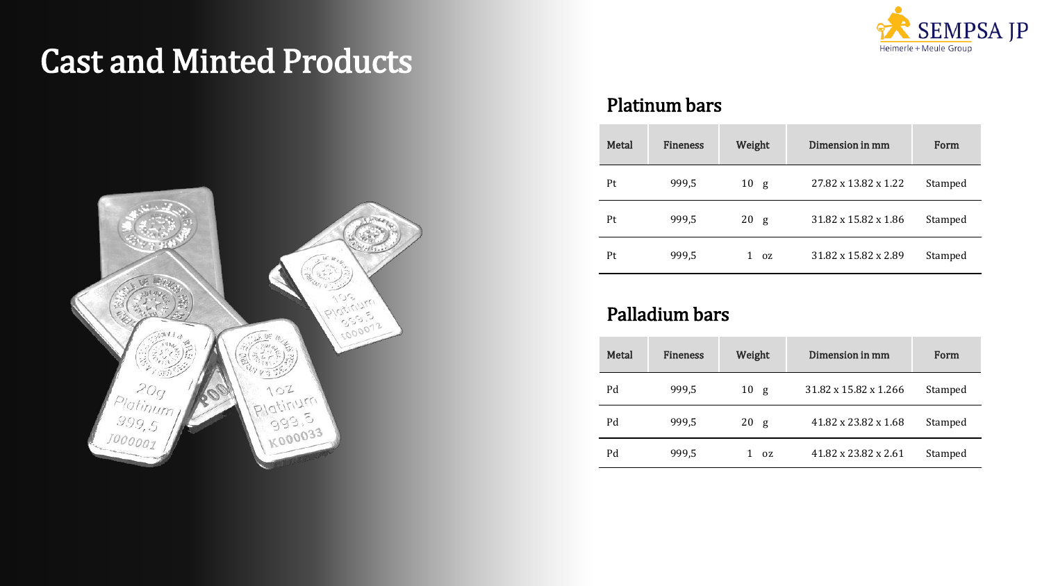# Cast and Minted Products

## Platinum bars

| Metal | Fineness | Weight | Dimension in mm | Form |
|---|---|---|---|---|
| Pt | 999,5 | 10 g | 27.82 x 13.82 x 1.22 | Stamped |
| Pt | 999,5 | 20 g | 31.82 x 15.82 x 1.86 | Stamped |
| Pt | 999,5 | 1 oz | 31.82 x 15.82 x 2.89 | Stamped |

## Palladium bars

| Metal | Fineness | Weight | Dimension in mm | Form |
|---|---|---|---|---|
| Pd | 999,5 | 10 g | 31.82 x 15.82 x 1.266 | Stamped |
| Pd | 999,5 | 20 g | 41.82 x 23.82 x 1.68 | Stamped |
| Pd | 999,5 | 1 oz | 41.82 x 23.82 x 2.61 | Stamped |